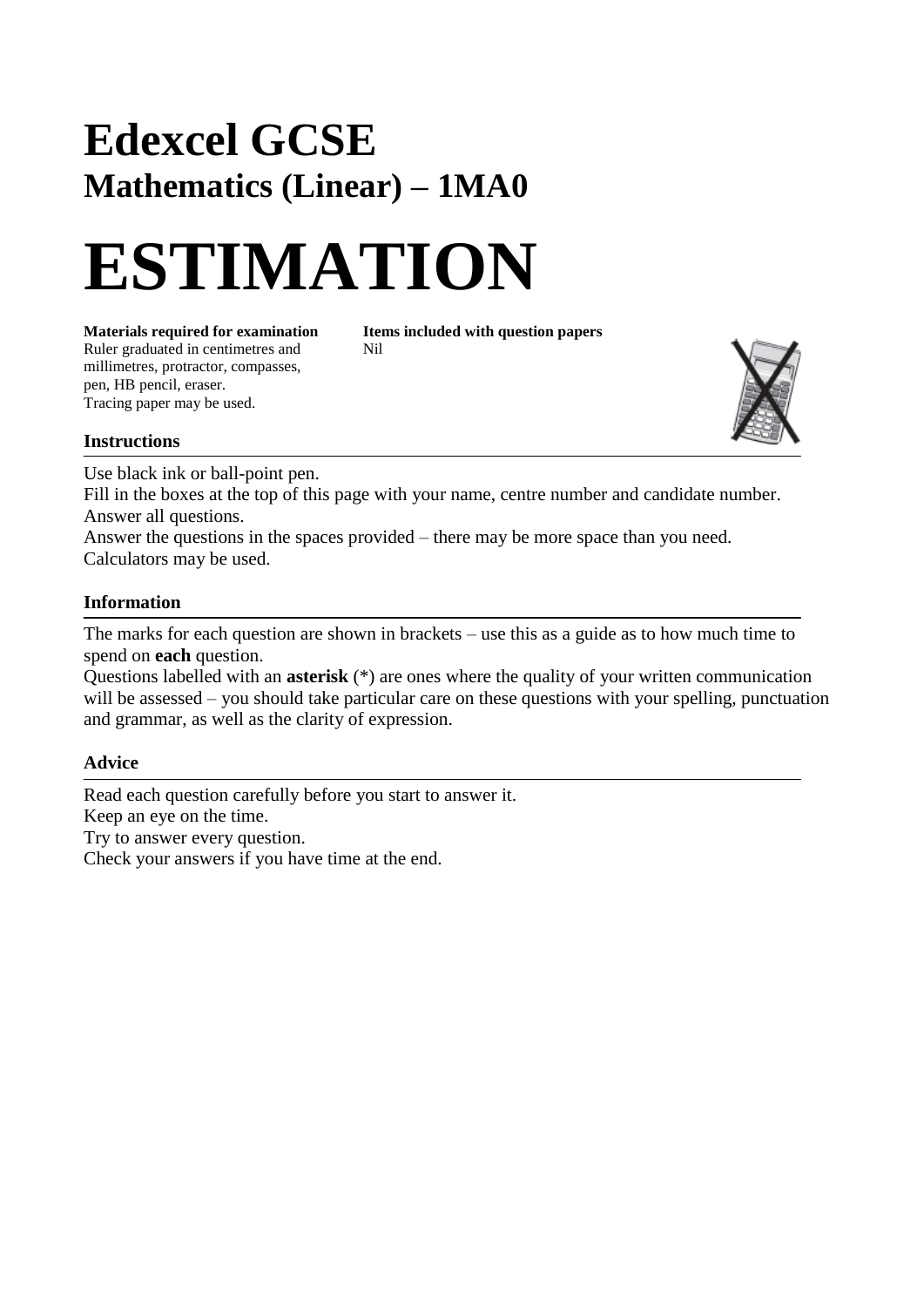# Edexcel GCSE

## Mathematics (Linear) – 1MA0

# ESTIMATION

**Materials required for examination**
Ruler graduated in centimetres and millimetres, protractor, compasses, pen, HB pencil, eraser.
Tracing paper may be used.

**Items included with question papers**
Nil

### Instructions

Use black ink or ball-point pen.
Fill in the boxes at the top of this page with your name, centre number and candidate number.
Answer all questions.
Answer the questions in the spaces provided – there may be more space than you need.
Calculators may be used.

### Information

The marks for each question are shown in brackets – use this as a guide as to how much time to spend on **each** question.
Questions labelled with an **asterisk** (*) are ones where the quality of your written communication will be assessed – you should take particular care on these questions with your spelling, punctuation and grammar, as well as the clarity of expression.

### Advice

Read each question carefully before you start to answer it.
Keep an eye on the time.
Try to answer every question.
Check your answers if you have time at the end.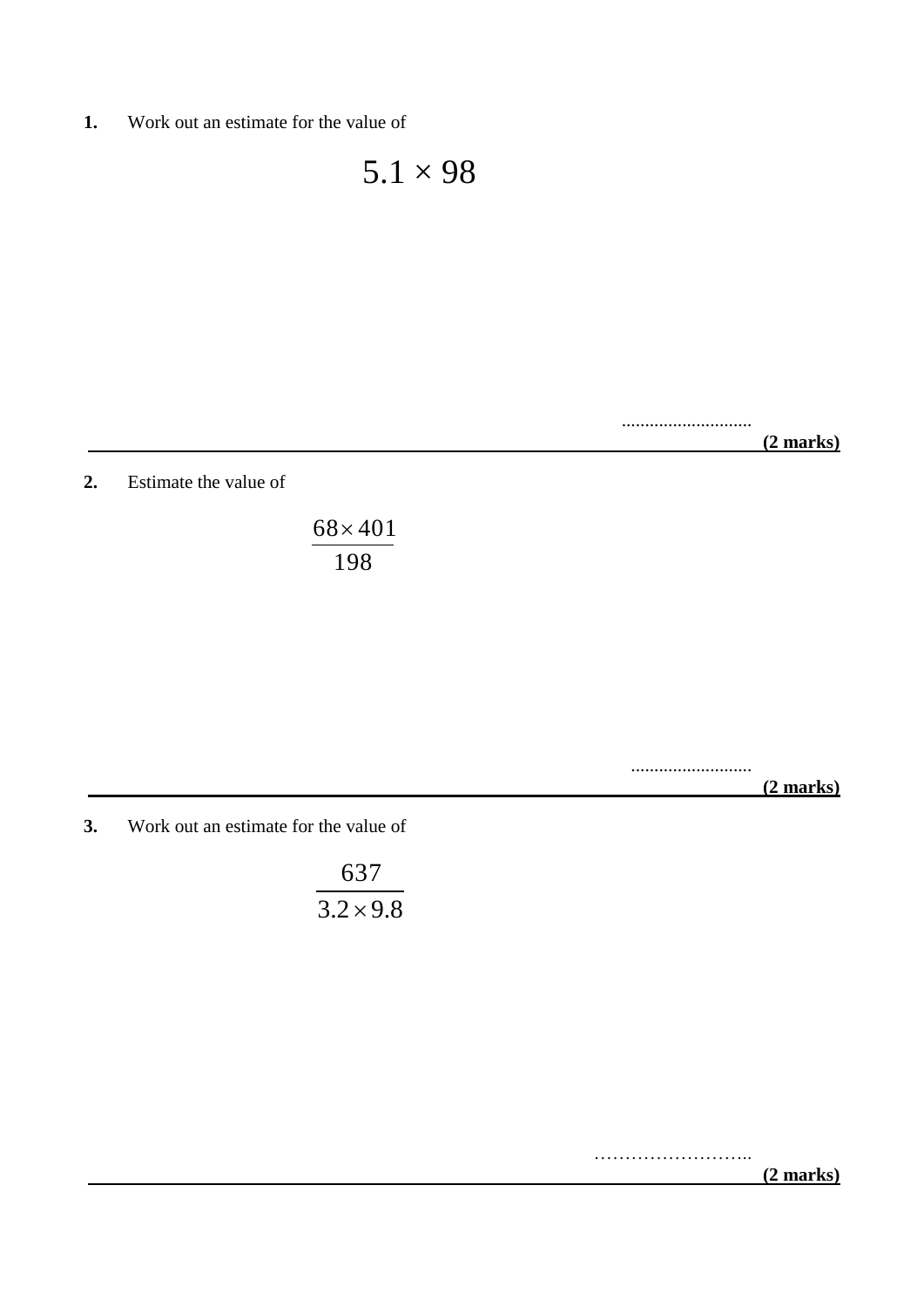**1.** Work out an estimate for the value of

$$5.1 \times 98$$

............................

**(2 marks)**

---

**2.** Estimate the value of

$$\frac{68 \times 401}{198}$$

..........................

**(2 marks)**

---

**3.** Work out an estimate for the value of

$$\frac{637}{3.2 \times 9.8}$$

……………………..

**(2 marks)**

---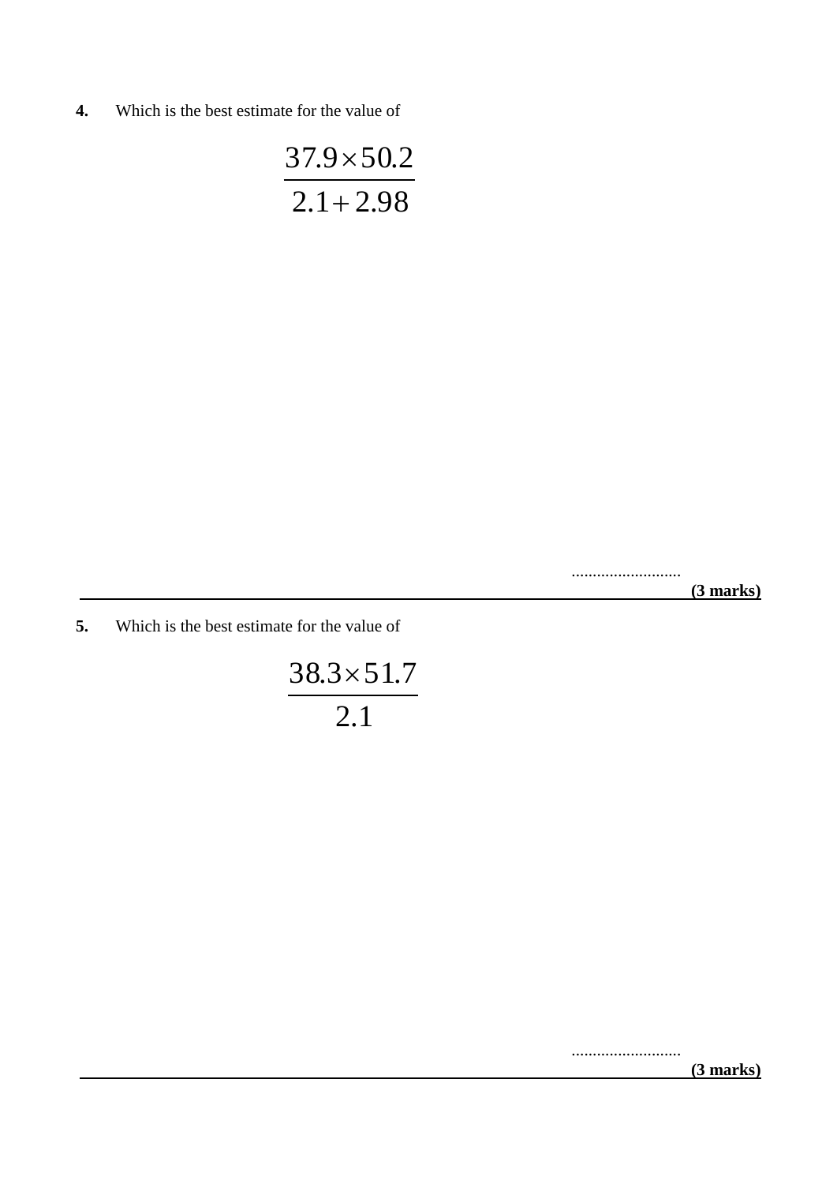**4.** Which is the best estimate for the value of

$$\frac{37.9 \times 50.2}{2.1 + 2.98}$$

..........................

**(3 marks)**

---

**5.** Which is the best estimate for the value of

$$\frac{38.3 \times 51.7}{2.1}$$

..........................

**(3 marks)**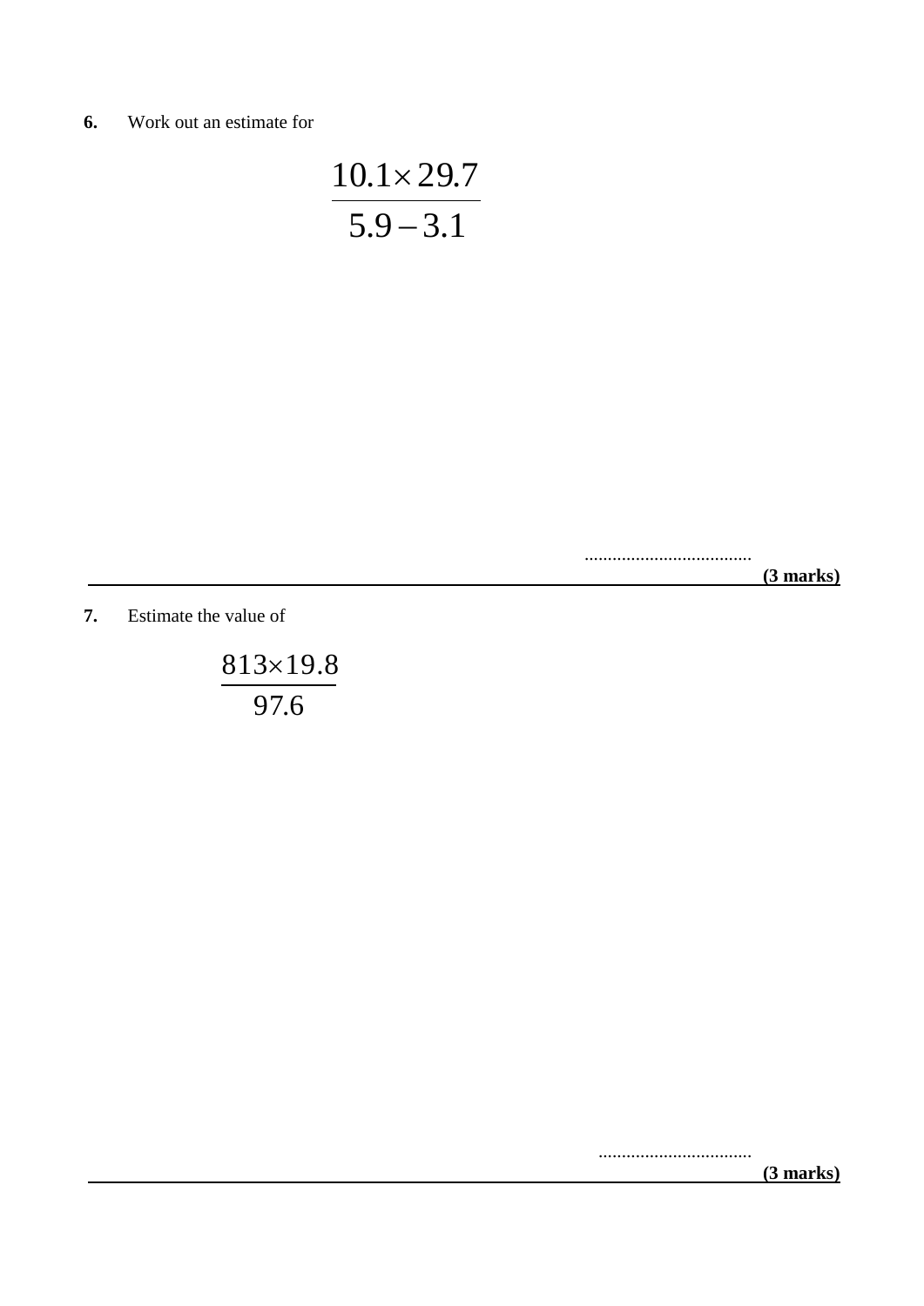**6.** Work out an estimate for

$$\frac{10.1 \times 29.7}{5.9 - 3.1}$$

....................................

**(3 marks)**

---

**7.** Estimate the value of

$$\frac{813 \times 19.8}{97.6}$$

.................................

**(3 marks)**

---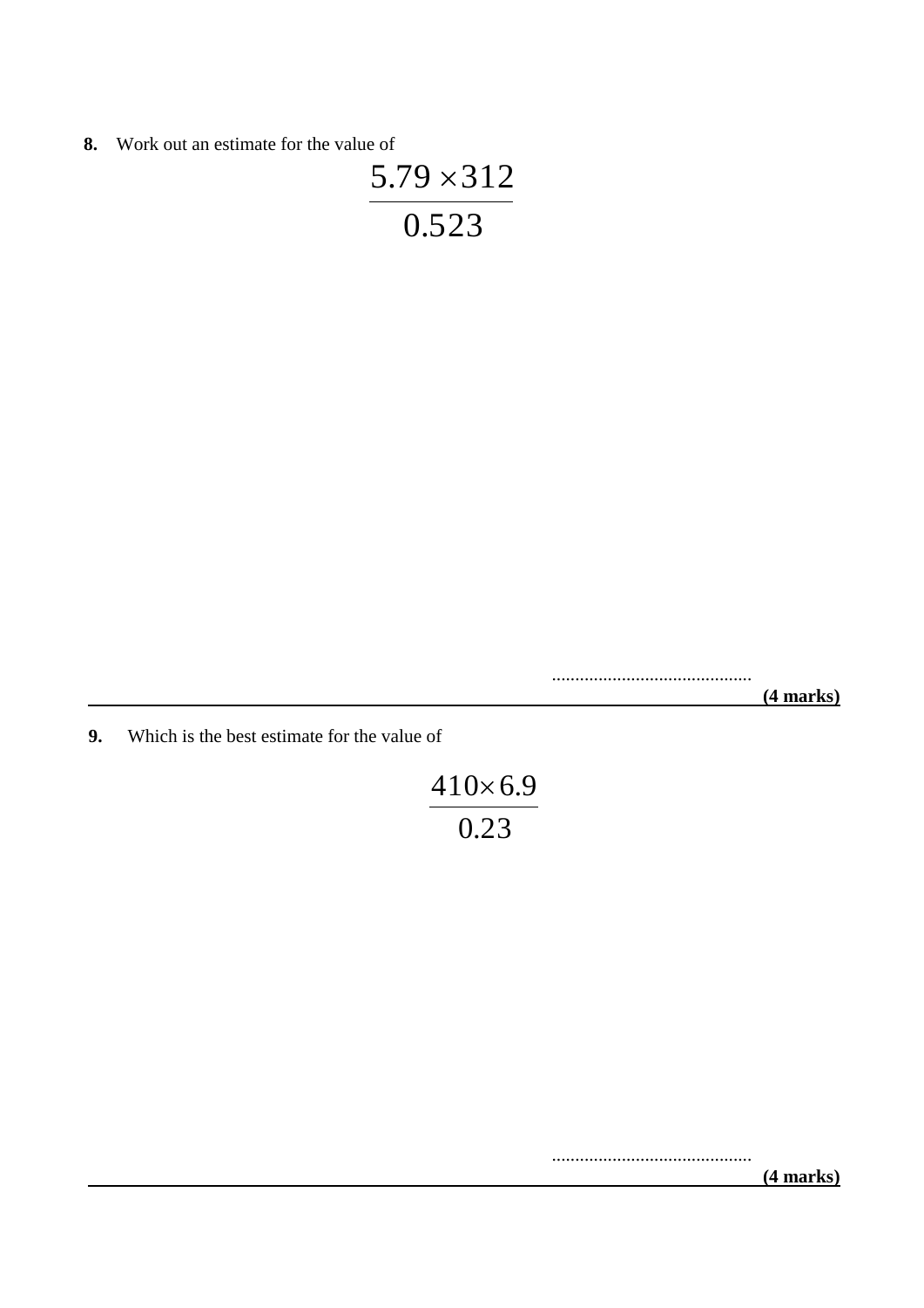**8.** Work out an estimate for the value of

$$\frac{5.79 \times 312}{0.523}$$

..........................................

**(4 marks)**

---

**9.** Which is the best estimate for the value of

$$\frac{410 \times 6.9}{0.23}$$

..........................................

**(4 marks)**

---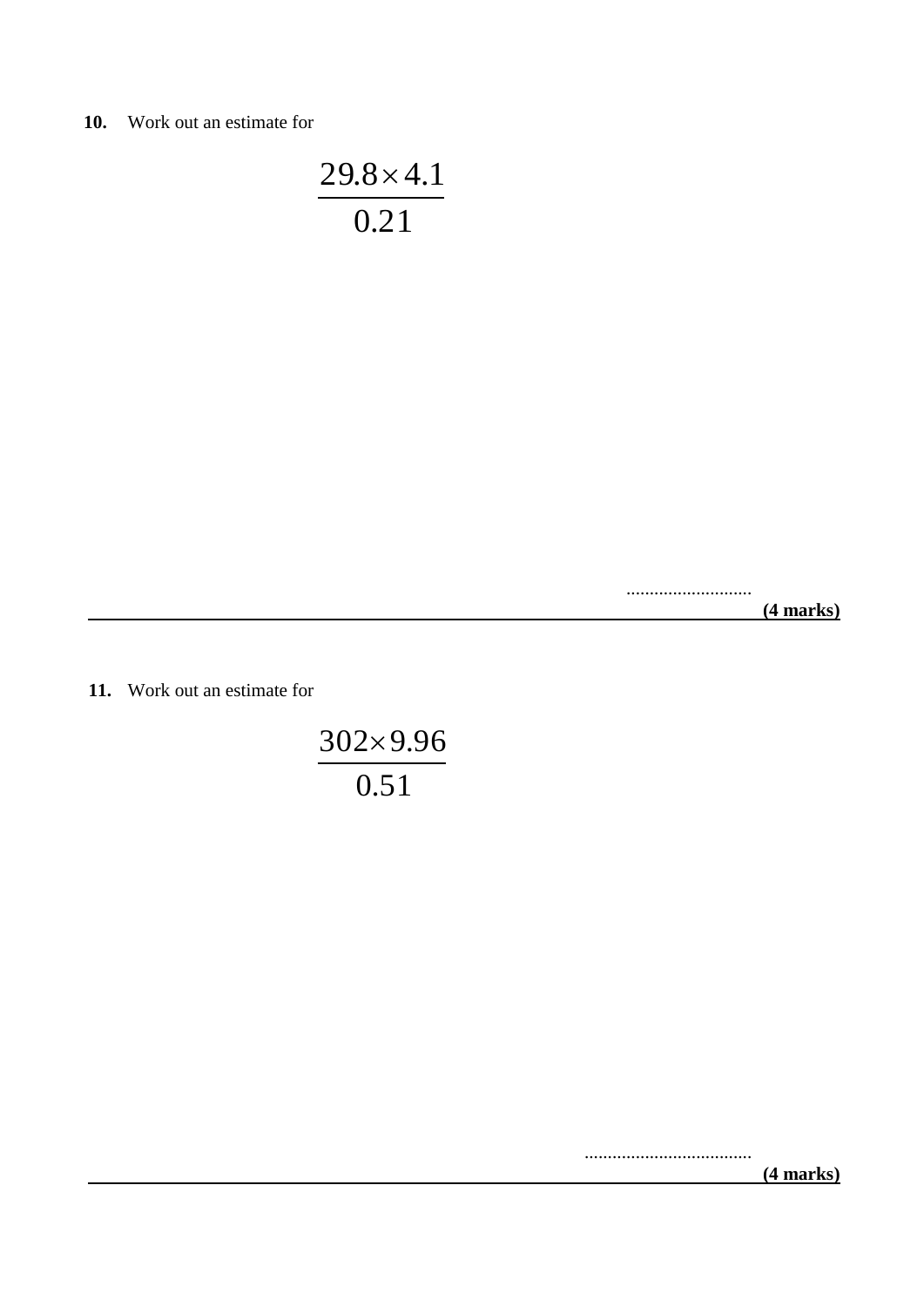**10.** Work out an estimate for

$$\frac{29.8 \times 4.1}{0.21}$$

...........................

**(4 marks)**

---

**11.** Work out an estimate for

$$\frac{302 \times 9.96}{0.51}$$

....................................

**(4 marks)**

---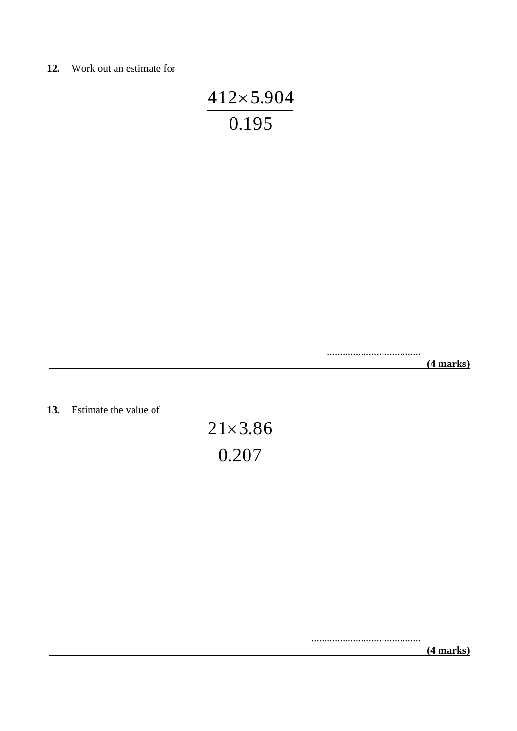**12.** Work out an estimate for

$$\frac{412 \times 5.904}{0.195}$$

..................................... **(4 marks)**

---

**13.** Estimate the value of

$$\frac{21 \times 3.86}{0.207}$$

........................................... **(4 marks)**

---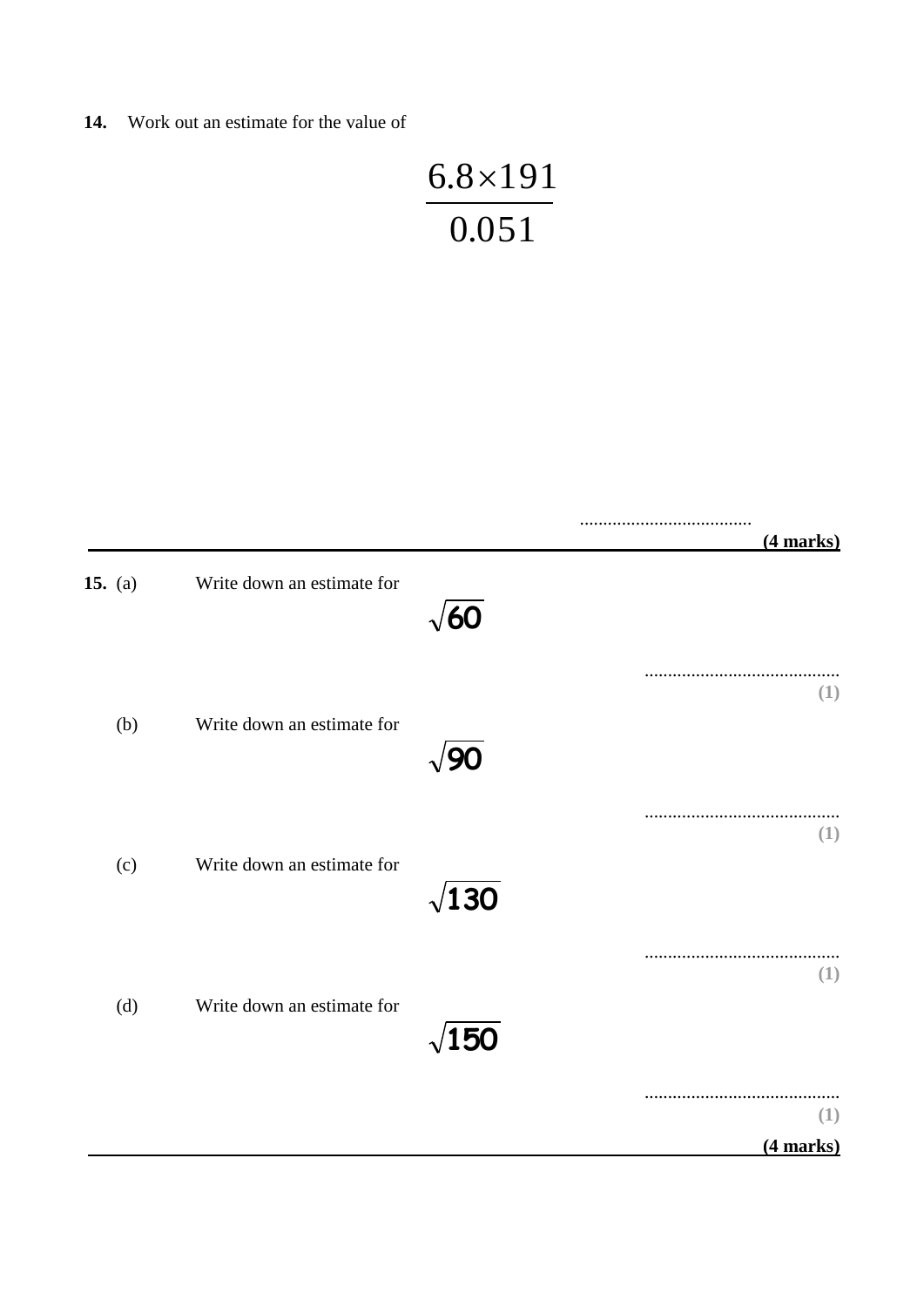**14.** Work out an estimate for the value of

$$\frac{6.8 \times 191}{0.051}$$

......................................

**(4 marks)**

---

**15.** (a) Write down an estimate for

$$\sqrt{60}$$

..........................................

**(1)**

(b) Write down an estimate for

$$\sqrt{90}$$

..........................................

**(1)**

(c) Write down an estimate for

$$\sqrt{130}$$

..........................................

**(1)**

(d) Write down an estimate for

$$\sqrt{150}$$

..........................................

**(1)**

**(4 marks)**

---